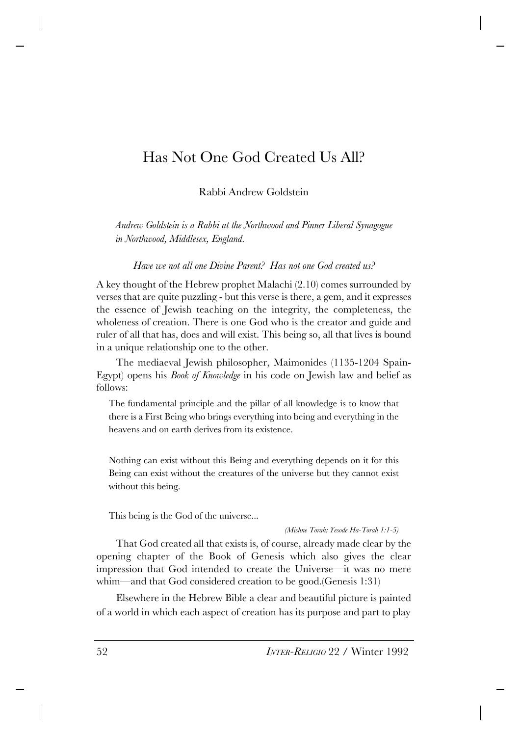# Has Not One God Created Us All?

Rabbi Andrew Goldstein

*Andrew Goldstein is a Rabbi at the Northwood and Pinner Liberal Synagogue in Northwood, Middlesex, England.*

*Have we not all one Divine Parent? Has not one God created us?*

A key thought of the Hebrew prophet Malachi (2.10) comes surrounded by verses that are quite puzzling - but this verse is there, a gem, and it expresses the essence of Jewish teaching on the integrity, the completeness, the wholeness of creation. There is one God who is the creator and guide and ruler of all that has, does and will exist. This being so, all that lives is bound in a unique relationship one to the other.

The mediaeval Jewish philosopher, Maimonides (1135-1204 Spain-Egypt) opens his *Book of Knowledge* in his code on Jewish law and belief as follows:

> The fundamental principle and the pillar of all knowledge is to know that there is a First Being who brings everything into being and everything in the heavens and on earth derives from its existence.
>
> Nothing can exist without this Being and everything depends on it for this Being can exist without the creatures of the universe but they cannot exist without this being.
>
> This being is the God of the universe...
>
> *(Mishne Torah: Yesode Ha-Torah 1:1-5)*

That God created all that exists is, of course, already made clear by the opening chapter of the Book of Genesis which also gives the clear impression that God intended to create the Universe—it was no mere whim—and that God considered creation to be good.(Genesis 1:31)

Elsewhere in the Hebrew Bible a clear and beautiful picture is painted of a world in which each aspect of creation has its purpose and part to play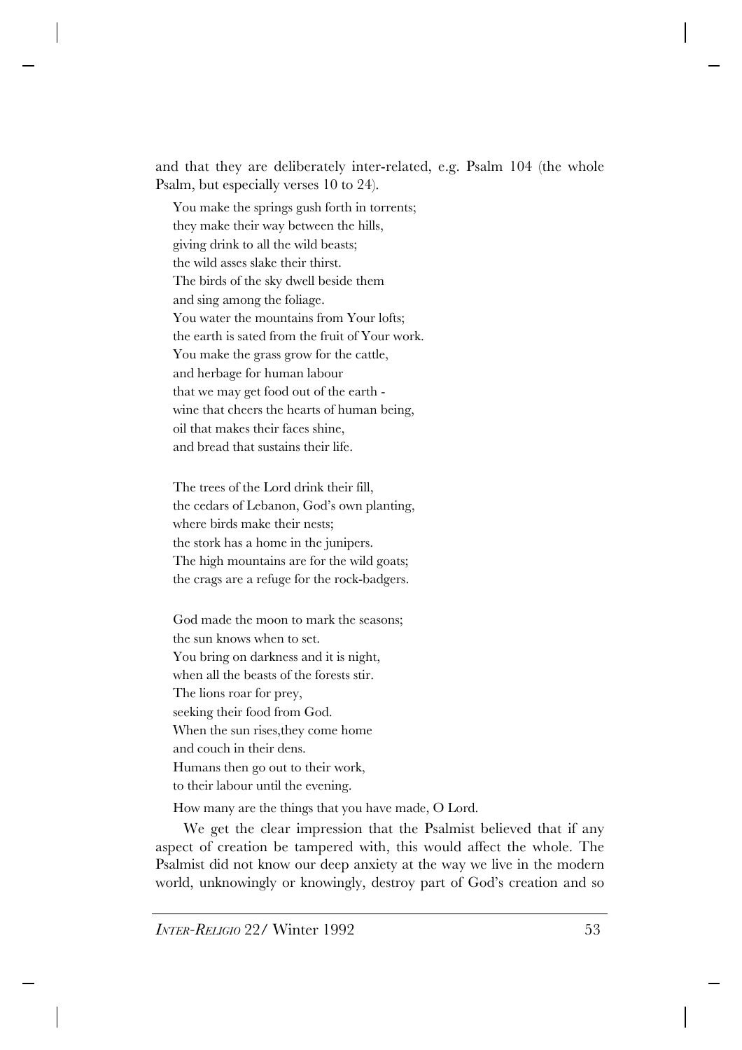and that they are deliberately inter-related, e.g. Psalm 104 (the whole Psalm, but especially verses 10 to 24).

> You make the springs gush forth in torrents;  
> they make their way between the hills,  
> giving drink to all the wild beasts;  
> the wild asses slake their thirst.  
> The birds of the sky dwell beside them  
> and sing among the foliage.  
> You water the mountains from Your lofts;  
> the earth is sated from the fruit of Your work.  
> You make the grass grow for the cattle,  
> and herbage for human labour  
> that we may get food out of the earth -  
> wine that cheers the hearts of human being,  
> oil that makes their faces shine,  
> and bread that sustains their life.
>
> The trees of the Lord drink their fill,  
> the cedars of Lebanon, God's own planting,  
> where birds make their nests;  
> the stork has a home in the junipers.  
> The high mountains are for the wild goats;  
> the crags are a refuge for the rock-badgers.
>
> God made the moon to mark the seasons;  
> the sun knows when to set.  
> You bring on darkness and it is night,  
> when all the beasts of the forests stir.  
> The lions roar for prey,  
> seeking their food from God.  
> When the sun rises,they come home  
> and couch in their dens.  
> Humans then go out to their work,  
> to their labour until the evening.
>
> How many are the things that you have made, O Lord.

We get the clear impression that the Psalmist believed that if any aspect of creation be tampered with, this would affect the whole. The Psalmist did not know our deep anxiety at the way we live in the modern world, unknowingly or knowingly, destroy part of God's creation and so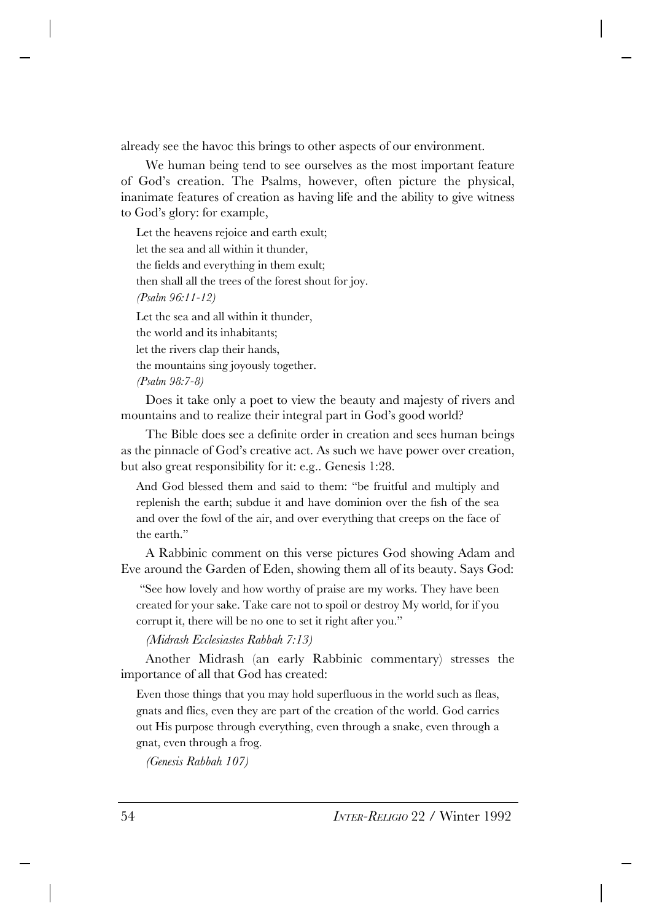already see the havoc this brings to other aspects of our environment.

We human being tend to see ourselves as the most important feature of God's creation. The Psalms, however, often picture the physical, inanimate features of creation as having life and the ability to give witness to God's glory: for example,

> Let the heavens rejoice and earth exult;
> let the sea and all within it thunder,
> the fields and everything in them exult;
> then shall all the trees of the forest shout for joy.
> *(Psalm 96:11-12)*

> Let the sea and all within it thunder,
> the world and its inhabitants;
> let the rivers clap their hands,
> the mountains sing joyously together.
> *(Psalm 98:7-8)*

Does it take only a poet to view the beauty and majesty of rivers and mountains and to realize their integral part in God's good world?

The Bible does see a definite order in creation and sees human beings as the pinnacle of God's creative act. As such we have power over creation, but also great responsibility for it: e.g.. Genesis 1:28.

> And God blessed them and said to them: "be fruitful and multiply and replenish the earth; subdue it and have dominion over the fish of the sea and over the fowl of the air, and over everything that creeps on the face of the earth."

A Rabbinic comment on this verse pictures God showing Adam and Eve around the Garden of Eden, showing them all of its beauty. Says God:

> "See how lovely and how worthy of praise are my works. They have been created for your sake. Take care not to spoil or destroy My world, for if you corrupt it, there will be no one to set it right after you."
>
> *(Midrash Ecclesiastes Rabbah 7:13)*

Another Midrash (an early Rabbinic commentary) stresses the importance of all that God has created:

> Even those things that you may hold superfluous in the world such as fleas, gnats and flies, even they are part of the creation of the world. God carries out His purpose through everything, even through a snake, even through a gnat, even through a frog.
>
> *(Genesis Rabbah 107)*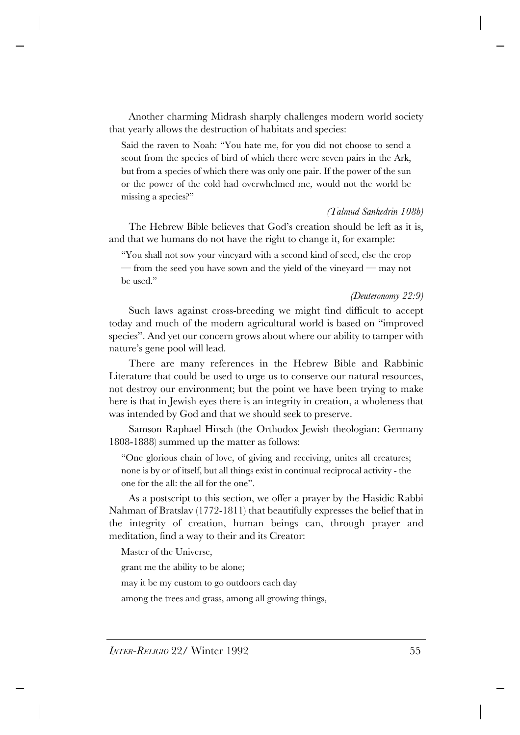Another charming Midrash sharply challenges modern world society that yearly allows the destruction of habitats and species:

> Said the raven to Noah: "You hate me, for you did not choose to send a scout from the species of bird of which there were seven pairs in the Ark, but from a species of which there was only one pair. If the power of the sun or the power of the cold had overwhelmed me, would not the world be missing a species?"
>
> *(Talmud Sanhedrin 108b)*

The Hebrew Bible believes that God's creation should be left as it is, and that we humans do not have the right to change it, for example:

> "You shall not sow your vineyard with a second kind of seed, else the crop — from the seed you have sown and the yield of the vineyard — may not be used."
>
> *(Deuteronomy 22:9)*

Such laws against cross-breeding we might find difficult to accept today and much of the modern agricultural world is based on "improved species". And yet our concern grows about where our ability to tamper with nature's gene pool will lead.

There are many references in the Hebrew Bible and Rabbinic Literature that could be used to urge us to conserve our natural resources, not destroy our environment; but the point we have been trying to make here is that in Jewish eyes there is an integrity in creation, a wholeness that was intended by God and that we should seek to preserve.

Samson Raphael Hirsch (the Orthodox Jewish theologian: Germany 1808-1888) summed up the matter as follows:

> "One glorious chain of love, of giving and receiving, unites all creatures; none is by or of itself, but all things exist in continual reciprocal activity - the one for the all: the all for the one".

As a postscript to this section, we offer a prayer by the Hasidic Rabbi Nahman of Bratslav (1772-1811) that beautifully expresses the belief that in the integrity of creation, human beings can, through prayer and meditation, find a way to their and its Creator:

> Master of the Universe,
>
> grant me the ability to be alone;
>
> may it be my custom to go outdoors each day
>
> among the trees and grass, among all growing things,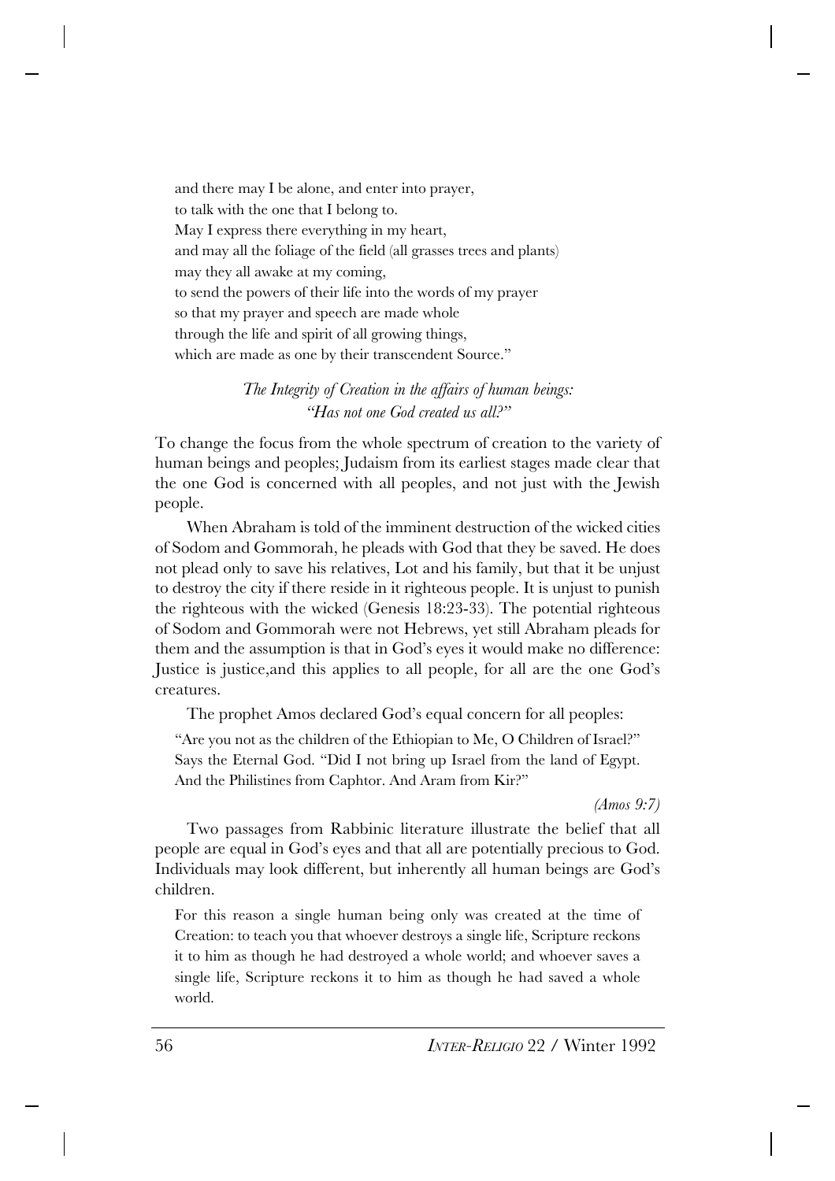and there may I be alone, and enter into prayer,
to talk with the one that I belong to.
May I express there everything in my heart,
and may all the foliage of the field (all grasses trees and plants)
may they all awake at my coming,
to send the powers of their life into the words of my prayer
so that my prayer and speech are made whole
through the life and spirit of all growing things,
which are made as one by their transcendent Source."

### *The Integrity of Creation in the affairs of human beings: "Has not one God created us all?"*

To change the focus from the whole spectrum of creation to the variety of human beings and peoples; Judaism from its earliest stages made clear that the one God is concerned with all peoples, and not just with the Jewish people.

When Abraham is told of the imminent destruction of the wicked cities of Sodom and Gommorah, he pleads with God that they be saved. He does not plead only to save his relatives, Lot and his family, but that it be unjust to destroy the city if there reside in it righteous people. It is unjust to punish the righteous with the wicked (Genesis 18:23-33). The potential righteous of Sodom and Gommorah were not Hebrews, yet still Abraham pleads for them and the assumption is that in God's eyes it would make no difference: Justice is justice,and this applies to all people, for all are the one God's creatures.

The prophet Amos declared God's equal concern for all peoples:

> "Are you not as the children of the Ethiopian to Me, O Children of Israel?" Says the Eternal God. "Did I not bring up Israel from the land of Egypt. And the Philistines from Caphtor. And Aram from Kir?"
>
> *(Amos 9:7)*

Two passages from Rabbinic literature illustrate the belief that all people are equal in God's eyes and that all are potentially precious to God. Individuals may look different, but inherently all human beings are God's children.

> For this reason a single human being only was created at the time of Creation: to teach you that whoever destroys a single life, Scripture reckons it to him as though he had destroyed a whole world; and whoever saves a single life, Scripture reckons it to him as though he had saved a whole world.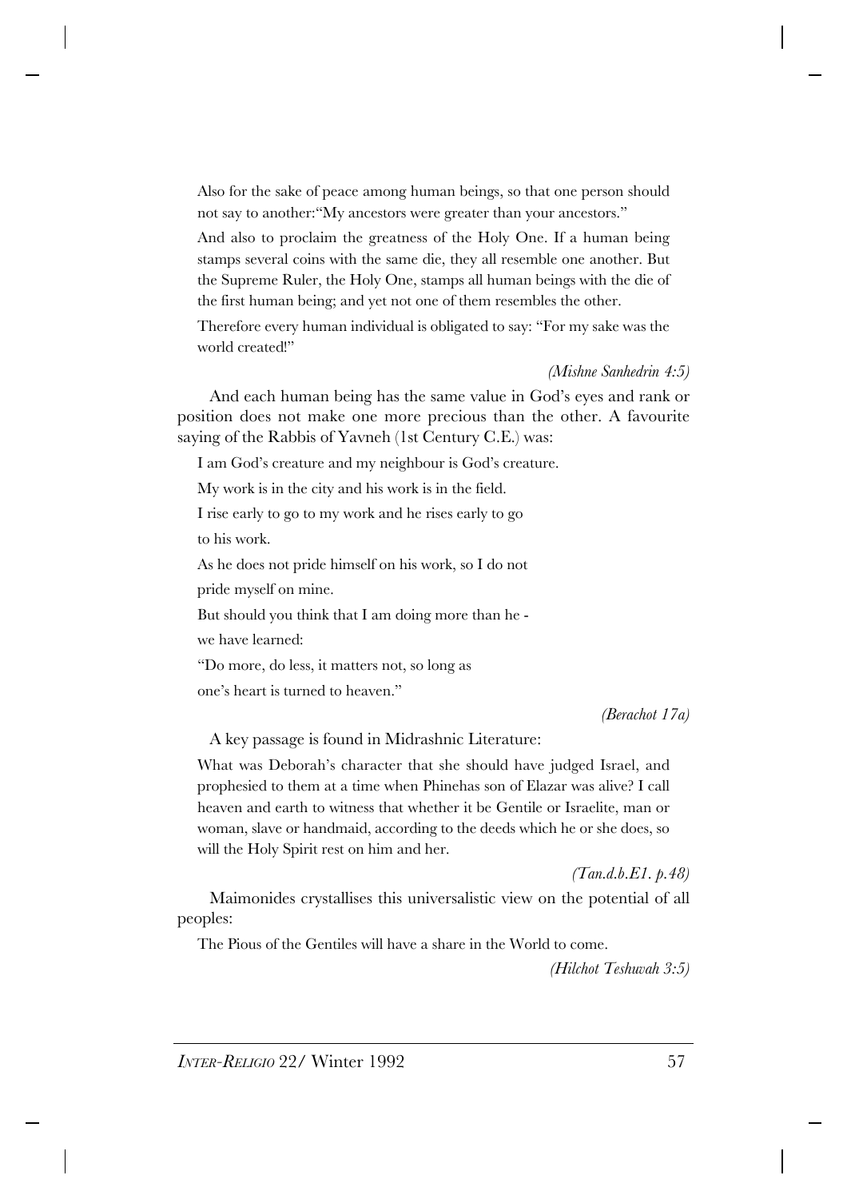> Also for the sake of peace among human beings, so that one person should not say to another:"My ancestors were greater than your ancestors."
>
> And also to proclaim the greatness of the Holy One. If a human being stamps several coins with the same die, they all resemble one another. But the Supreme Ruler, the Holy One, stamps all human beings with the die of the first human being; and yet not one of them resembles the other.
>
> Therefore every human individual is obligated to say: "For my sake was the world created!"

*(Mishne Sanhedrin 4:5)*

And each human being has the same value in God's eyes and rank or position does not make one more precious than the other. A favourite saying of the Rabbis of Yavneh (1st Century C.E.) was:

> I am God's creature and my neighbour is God's creature.
>
> My work is in the city and his work is in the field.
>
> I rise early to go to my work and he rises early to go
>
> to his work.
>
> As he does not pride himself on his work, so I do not
>
> pride myself on mine.
>
> But should you think that I am doing more than he -
>
> we have learned:
>
> "Do more, do less, it matters not, so long as
>
> one's heart is turned to heaven."

*(Berachot 17a)*

A key passage is found in Midrashnic Literature:

> What was Deborah's character that she should have judged Israel, and prophesied to them at a time when Phinehas son of Elazar was alive? I call heaven and earth to witness that whether it be Gentile or Israelite, man or woman, slave or handmaid, according to the deeds which he or she does, so will the Holy Spirit rest on him and her.

*(Tan.d.b.E1. p.48)*

Maimonides crystallises this universalistic view on the potential of all peoples:

> The Pious of the Gentiles will have a share in the World to come.

*(Hilchot Teshuvah 3:5)*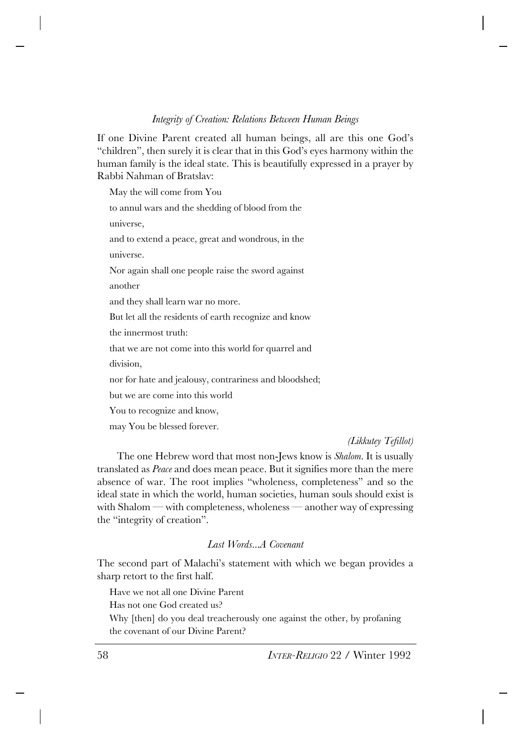### *Integrity of Creation: Relations Between Human Beings*

If one Divine Parent created all human beings, all are this one God's "children", then surely it is clear that in this God's eyes harmony within the human family is the ideal state. This is beautifully expressed in a prayer by Rabbi Nahman of Bratslav:

> May the will come from You
>
> to annul wars and the shedding of blood from the universe,
>
> and to extend a peace, great and wondrous, in the universe.
>
> Nor again shall one people raise the sword against another
>
> and they shall learn war no more.
>
> But let all the residents of earth recognize and know
>
> the innermost truth:
>
> that we are not come into this world for quarrel and division,
>
> nor for hate and jealousy, contrariness and bloodshed;
>
> but we are come into this world
>
> You to recognize and know,
>
> may You be blessed forever.
>
> *(Likkutey Tefillot)*

The one Hebrew word that most non-Jews know is *Shalom*. It is usually translated as *Peace* and does mean peace. But it signifies more than the mere absence of war. The root implies "wholeness, completeness" and so the ideal state in which the world, human societies, human souls should exist is with Shalom — with completeness, wholeness — another way of expressing the "integrity of creation".

### *Last Words...A Covenant*

The second part of Malachi's statement with which we began provides a sharp retort to the first half.

> Have we not all one Divine Parent
>
> Has not one God created us?
>
> Why [then] do you deal treacherously one against the other, by profaning the covenant of our Divine Parent?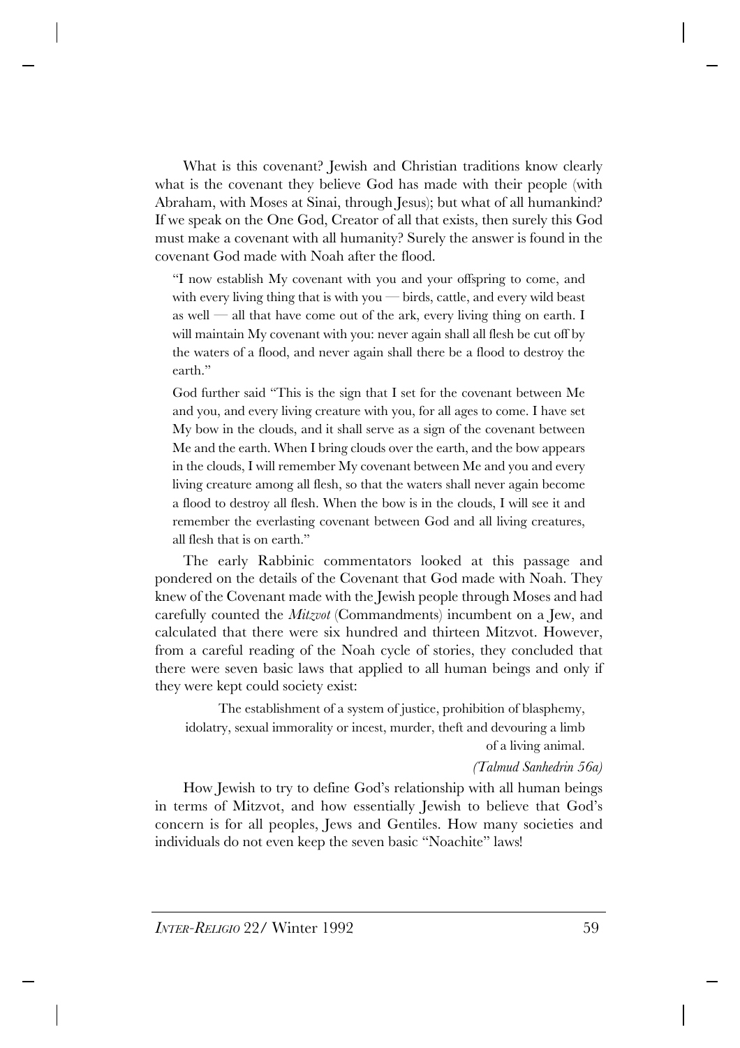What is this covenant? Jewish and Christian traditions know clearly what is the covenant they believe God has made with their people (with Abraham, with Moses at Sinai, through Jesus); but what of all humankind? If we speak on the One God, Creator of all that exists, then surely this God must make a covenant with all humanity? Surely the answer is found in the covenant God made with Noah after the flood.

> "I now establish My covenant with you and your offspring to come, and with every living thing that is with you — birds, cattle, and every wild beast as well — all that have come out of the ark, every living thing on earth. I will maintain My covenant with you: never again shall all flesh be cut off by the waters of a flood, and never again shall there be a flood to destroy the earth."
>
> God further said "This is the sign that I set for the covenant between Me and you, and every living creature with you, for all ages to come. I have set My bow in the clouds, and it shall serve as a sign of the covenant between Me and the earth. When I bring clouds over the earth, and the bow appears in the clouds, I will remember My covenant between Me and you and every living creature among all flesh, so that the waters shall never again become a flood to destroy all flesh. When the bow is in the clouds, I will see it and remember the everlasting covenant between God and all living creatures, all flesh that is on earth."

The early Rabbinic commentators looked at this passage and pondered on the details of the Covenant that God made with Noah. They knew of the Covenant made with the Jewish people through Moses and had carefully counted the *Mitzvot* (Commandments) incumbent on a Jew, and calculated that there were six hundred and thirteen Mitzvot. However, from a careful reading of the Noah cycle of stories, they concluded that there were seven basic laws that applied to all human beings and only if they were kept could society exist:

> The establishment of a system of justice, prohibition of blasphemy, idolatry, sexual immorality or incest, murder, theft and devouring a limb of a living animal.
>
> *(Talmud Sanhedrin 56a)*

How Jewish to try to define God's relationship with all human beings in terms of Mitzvot, and how essentially Jewish to believe that God's concern is for all peoples, Jews and Gentiles. How many societies and individuals do not even keep the seven basic "Noachite" laws!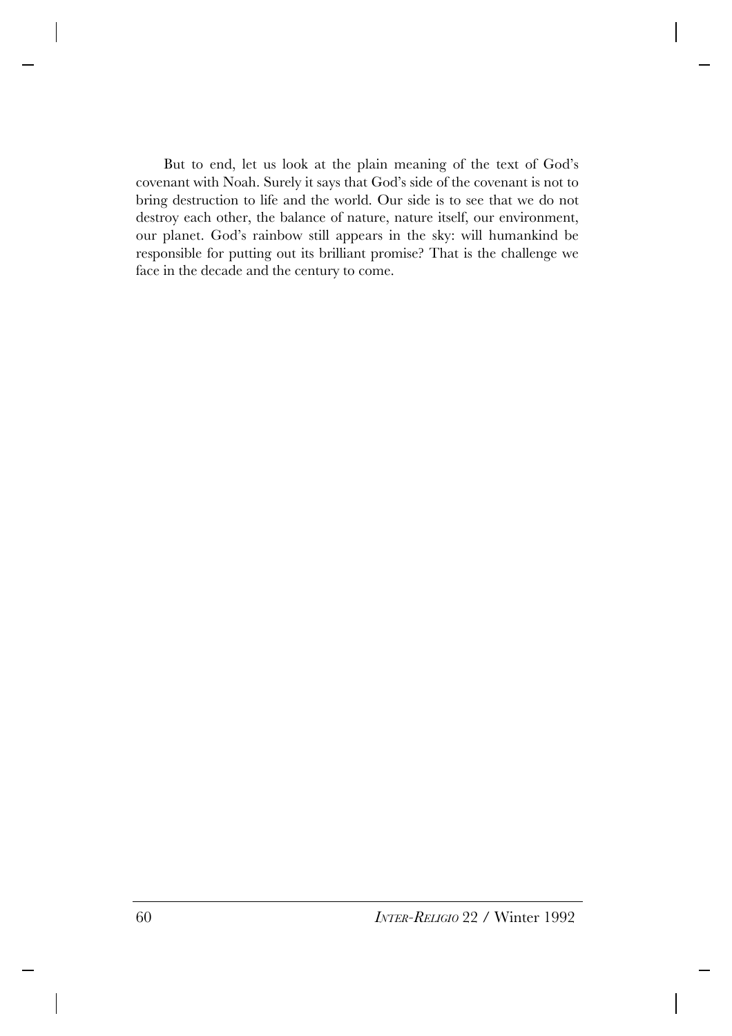But to end, let us look at the plain meaning of the text of God's covenant with Noah. Surely it says that God's side of the covenant is not to bring destruction to life and the world. Our side is to see that we do not destroy each other, the balance of nature, nature itself, our environment, our planet. God's rainbow still appears in the sky: will humankind be responsible for putting out its brilliant promise? That is the challenge we face in the decade and the century to come.